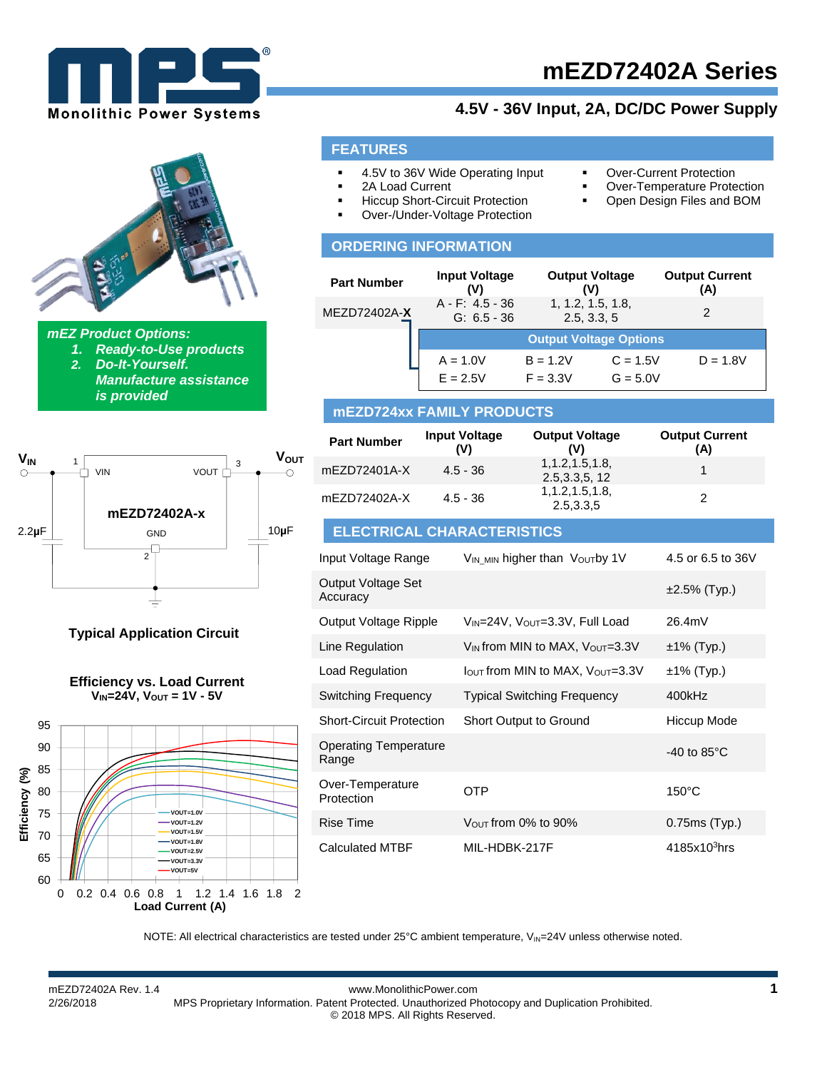# mEZD72402A Series

## 4.5V - 36V Input, 2A, DC/DC Power Supply

***mEZ Product Options:***

1. ***Ready-to-Use products***
2. ***Do-It-Yourself. Manufacture assistance is provided***

## FEATURES

- 4.5V to 36V Wide Operating Input
- 2A Load Current
- Hiccup Short-Circuit Protection
- Over-/Under-Voltage Protection
- Over-Current Protection
- Over-Temperature Protection
- Open Design Files and BOM

## ORDERING INFORMATION

| Part Number | Input Voltage (V) | Output Voltage (V) | Output Current (A) |
|---|---|---|---|
| MEZD72402A-**X** | A - F: 4.5 - 36<br>G: 6.5 - 36 | 1, 1.2, 1.5, 1.8, 2.5, 3.3, 5 | 2 |

| Output Voltage Options | | | |
|---|---|---|---|
| A = 1.0V | B = 1.2V | C = 1.5V | D = 1.8V |
| E = 2.5V | F = 3.3V | G = 5.0V | |

## mEZD724xx FAMILY PRODUCTS

| Part Number | Input Voltage (V) | Output Voltage (V) | Output Current (A) |
|---|---|---|---|
| mEZD72401A-X | 4.5 - 36 | 1,1.2,1.5,1.8, 2.5,3.3,5, 12 | 1 |
| mEZD72402A-X | 4.5 - 36 | 1,1.2,1.5,1.8, 2.5,3.3,5 | 2 |

**Typical Application Circuit**

**Efficiency vs. Load Current**
**$V_{IN}$=24V, $V_{OUT}$ = 1V - 5V**

## ELECTRICAL CHARACTERISTICS

| Parameter | Condition | Value |
|---|---|---|
| Input Voltage Range | $V_{IN\_MIN}$ higher than $V_{OUT}$ by 1V | 4.5 or 6.5 to 36V |
| Output Voltage Set Accuracy | | ±2.5% (Typ.) |
| Output Voltage Ripple | $V_{IN}$=24V, $V_{OUT}$=3.3V, Full Load | 26.4mV |
| Line Regulation | $V_{IN}$ from MIN to MAX, $V_{OUT}$=3.3V | ±1% (Typ.) |
| Load Regulation | $I_{OUT}$ from MIN to MAX, $V_{OUT}$=3.3V | ±1% (Typ.) |
| Switching Frequency | Typical Switching Frequency | 400kHz |
| Short-Circuit Protection | Short Output to Ground | Hiccup Mode |
| Operating Temperature Range | | -40 to 85°C |
| Over-Temperature Protection | OTP | 150°C |
| Rise Time | $V_{OUT}$ from 0% to 90% | 0.75ms (Typ.) |
| Calculated MTBF | MIL-HDBK-217F | 4185x$10^3$hrs |

NOTE: All electrical characteristics are tested under 25°C ambient temperature, $V_{IN}$=24V unless otherwise noted.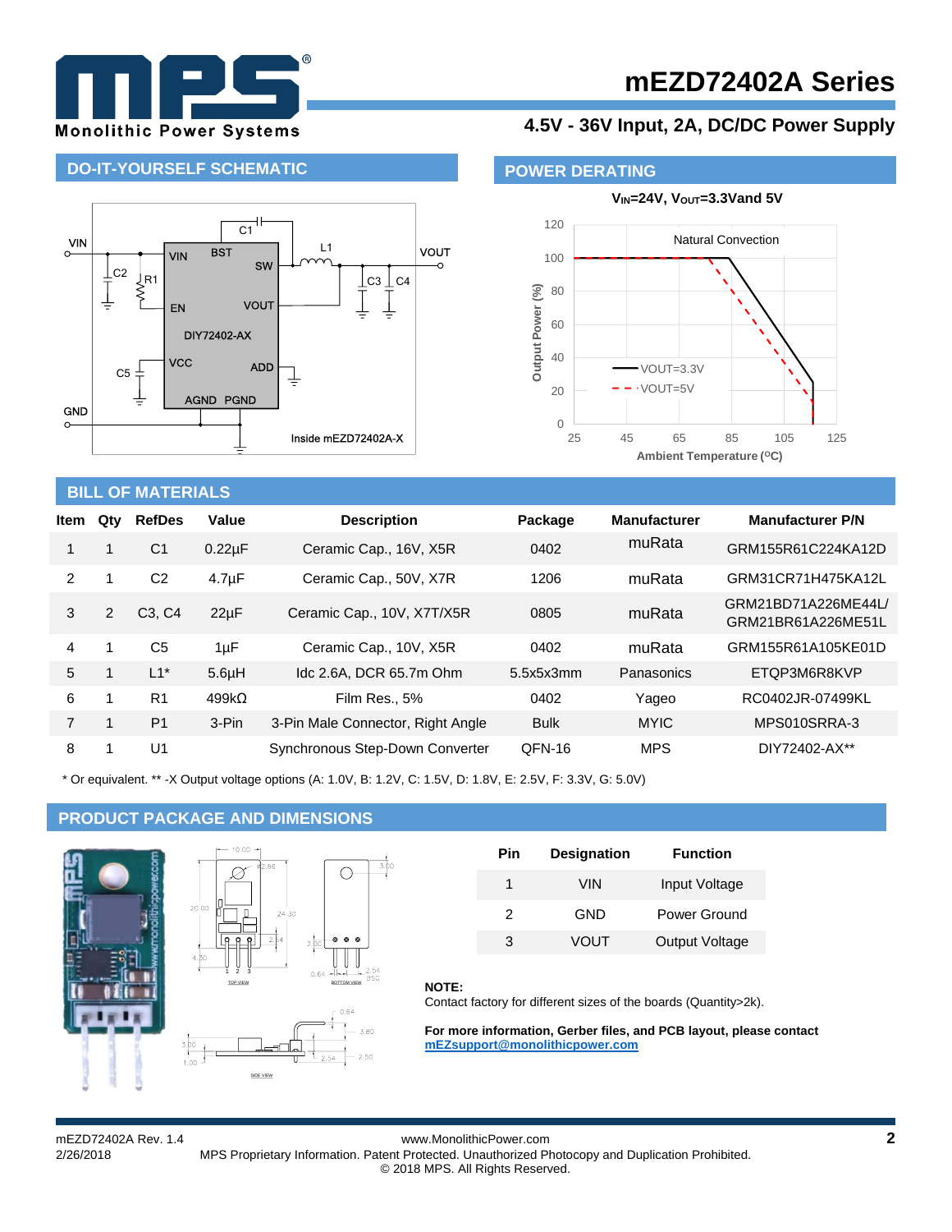# mEZD72402A Series

## 4.5V - 36V Input, 2A, DC/DC Power Supply

## DO-IT-YOURSELF SCHEMATIC

VIN
C2
R1
VIN
BST
C1
L1
SW
VOUT
C3
C4
EN
VOUT
DIY72402-AX
C5
VCC
ADD
GND
AGND PGND
Inside mEZD72402A-X

## POWER DERATING

$V_{IN}$=24V, $V_{OUT}$=3.3Vand 5V

Natural Convection

Output Power (%)

120
100
80
60
40
20
0

VOUT=3.3V
VOUT=5V

25 45 65 85 105 125

Ambient Temperature (°C)

## BILL OF MATERIALS

| Item | Qty | RefDes | Value | Description | Package | Manufacturer | Manufacturer P/N |
|---|---|---|---|---|---|---|---|
| 1 | 1 | C1 | 0.22µF | Ceramic Cap., 16V, X5R | 0402 | muRata | GRM155R61C224KA12D |
| 2 | 1 | C2 | 4.7µF | Ceramic Cap., 50V, X7R | 1206 | muRata | GRM31CR71H475KA12L |
| 3 | 2 | C3, C4 | 22µF | Ceramic Cap., 10V, X7T/X5R | 0805 | muRata | GRM21BD71A226ME44L/ GRM21BR61A226ME51L |
| 4 | 1 | C5 | 1µF | Ceramic Cap., 10V, X5R | 0402 | muRata | GRM155R61A105KE01D |
| 5 | 1 | L1* | 5.6µH | Idc 2.6A, DCR 65.7m Ohm | 5.5x5x3mm | Panasonics | ETQP3M6R8KVP |
| 6 | 1 | R1 | 499kΩ | Film Res., 5% | 0402 | Yageo | RC0402JR-07499KL |
| 7 | 1 | P1 | 3-Pin | 3-Pin Male Connector, Right Angle | Bulk | MYIC | MPS010SRRA-3 |
| 8 | 1 | U1 | | Synchronous Step-Down Converter | QFN-16 | MPS | DIY72402-AX** |

\* Or equivalent. ** -X Output voltage options (A: 1.0V, B: 1.2V, C: 1.5V, D: 1.8V, E: 2.5V, F: 3.3V, G: 5.0V)

## PRODUCT PACKAGE AND DIMENSIONS

| Pin | Designation | Function |
|---|---|---|
| 1 | VIN | Input Voltage |
| 2 | GND | Power Ground |
| 3 | VOUT | Output Voltage |

**NOTE:**
Contact factory for different sizes of the boards (Quantity>2k).

**For more information, Gerber files, and PCB layout, please contact**
**mEZsupport@monolithicpower.com**

mEZD72402A Rev. 1.4
2/26/2018

www.MonolithicPower.com
MPS Proprietary Information. Patent Protected. Unauthorized Photocopy and Duplication Prohibited.
© 2018 MPS. All Rights Reserved.